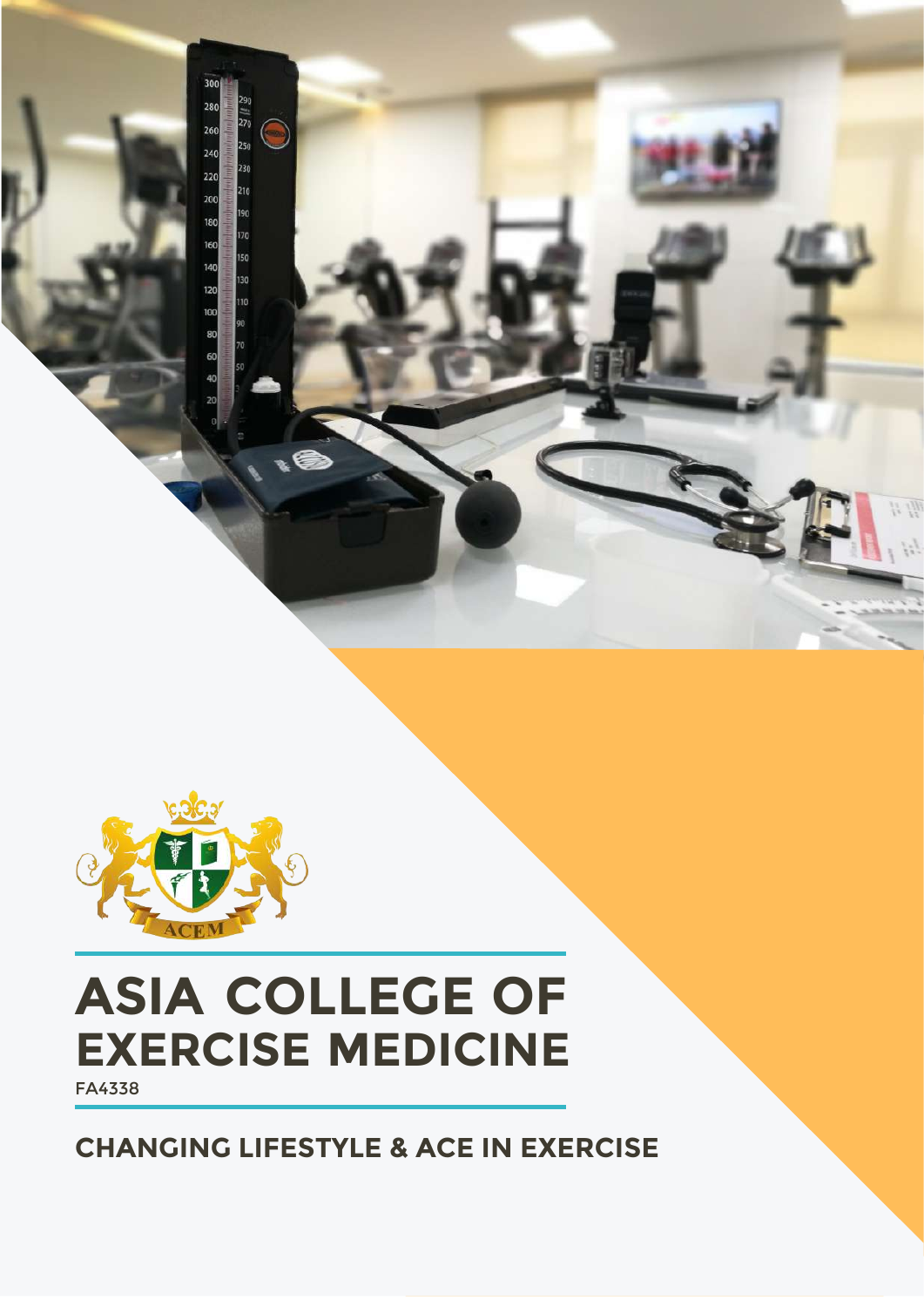# ASIA COLLEGE OF EXERCISE MEDICINE

FA4338

## CHANGING LIFESTYLE & ACE IN EXERCISE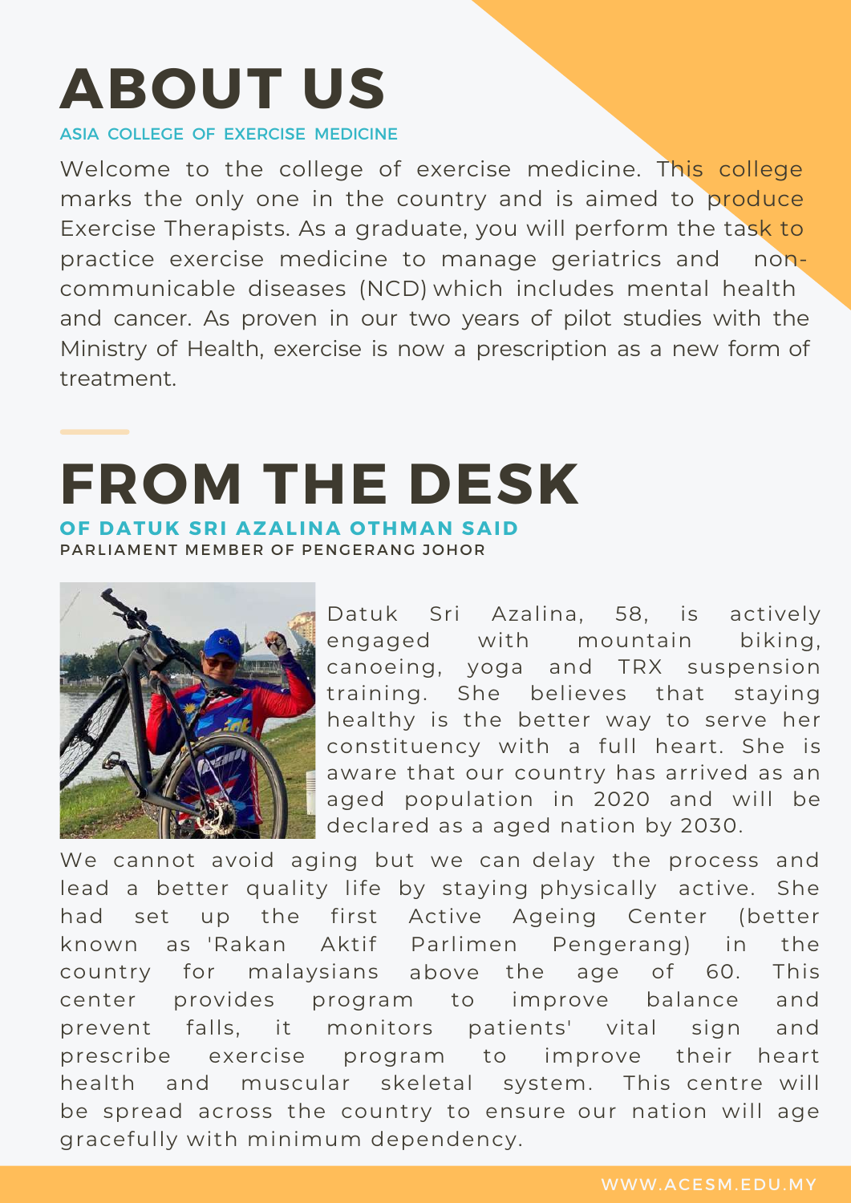# ABOUT US

ASIA COLLEGE OF EXERCISE MEDICINE

Welcome to the college of exercise medicine. This college marks the only one in the country and is aimed to produce Exercise Therapists. As a graduate, you will perform the task to practice exercise medicine to manage geriatrics and non-communicable diseases (NCD) which includes mental health and cancer. As proven in our two years of pilot studies with the Ministry of Health, exercise is now a prescription as a new form of treatment.

# FROM THE DESK

## OF DATUK SRI AZALINA OTHMAN SAID

PARLIAMENT MEMBER OF PENGERANG JOHOR

Datuk Sri Azalina, 58, is actively engaged with mountain biking, canoeing, yoga and TRX suspension training. She believes that staying healthy is the better way to serve her constituency with a full heart. She is aware that our country has arrived as an aged population in 2020 and will be declared as a aged nation by 2030.

We cannot avoid aging but we can delay the process and lead a better quality life by staying physically active. She had set up the first Active Ageing Center (better known as 'Rakan Aktif Parlimen Pengerang) in the country for malaysians above the age of 60. This center provides program to improve balance and prevent falls, it monitors patients' vital sign and prescribe exercise program to improve their heart health and muscular skeletal system. This centre will be spread across the country to ensure our nation will age gracefully with minimum dependency.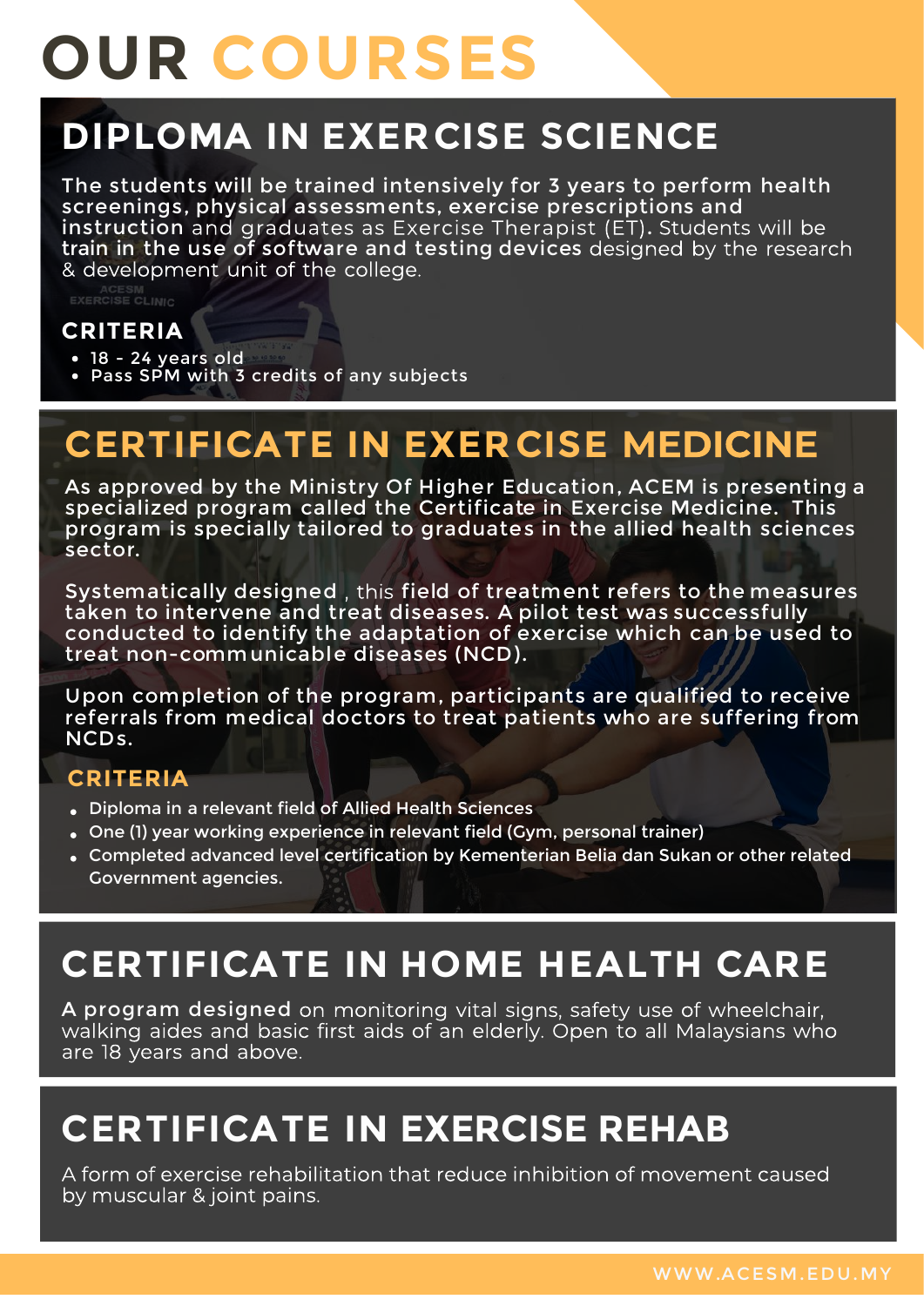# OUR COURSES

## DIPLOMA IN EXERCISE SCIENCE

**The students will be trained intensively for 3 years to perform health screenings, physical assessments, exercise prescriptions and instruction** and graduates as Exercise Therapist (ET)**.** Students will be **train in the use of software and testing devices** designed by the research & development unit of the college.

### CRITERIA

- 18 - 24 years old
- Pass SPM with 3 credits of any subjects

## CERTIFICATE IN EXERCISE MEDICINE

As approved by the Ministry Of Higher Education, ACEM is presenting a specialized program called the Certificate in Exercise Medicine. This program is specially tailored to graduates in the allied health sciences sector.

Systematically designed , this field of treatment refers to the measures taken to intervene and treat diseases. A pilot test was successfully conducted to identify the adaptation of exercise which can be used to treat non-communicable diseases (NCD).

Upon completion of the program, participants are qualified to receive referrals from medical doctors to treat patients who are suffering from NCDs.

### CRITERIA

- Diploma in a relevant field of Allied Health Sciences
- One (1) year working experience in relevant field (Gym, personal trainer)
- Completed advanced level certification by Kementerian Belia dan Sukan or other related Government agencies.

## CERTIFICATE IN HOME HEALTH CARE

**A program designed** on monitoring vital signs, safety use of wheelchair, walking aides and basic first aids of an elderly. Open to all Malaysians who are 18 years and above.

## CERTIFICATE IN EXERCISE REHAB

A form of exercise rehabilitation that reduce inhibition of movement caused by muscular & joint pains.

WWW.ACESM.EDU.MY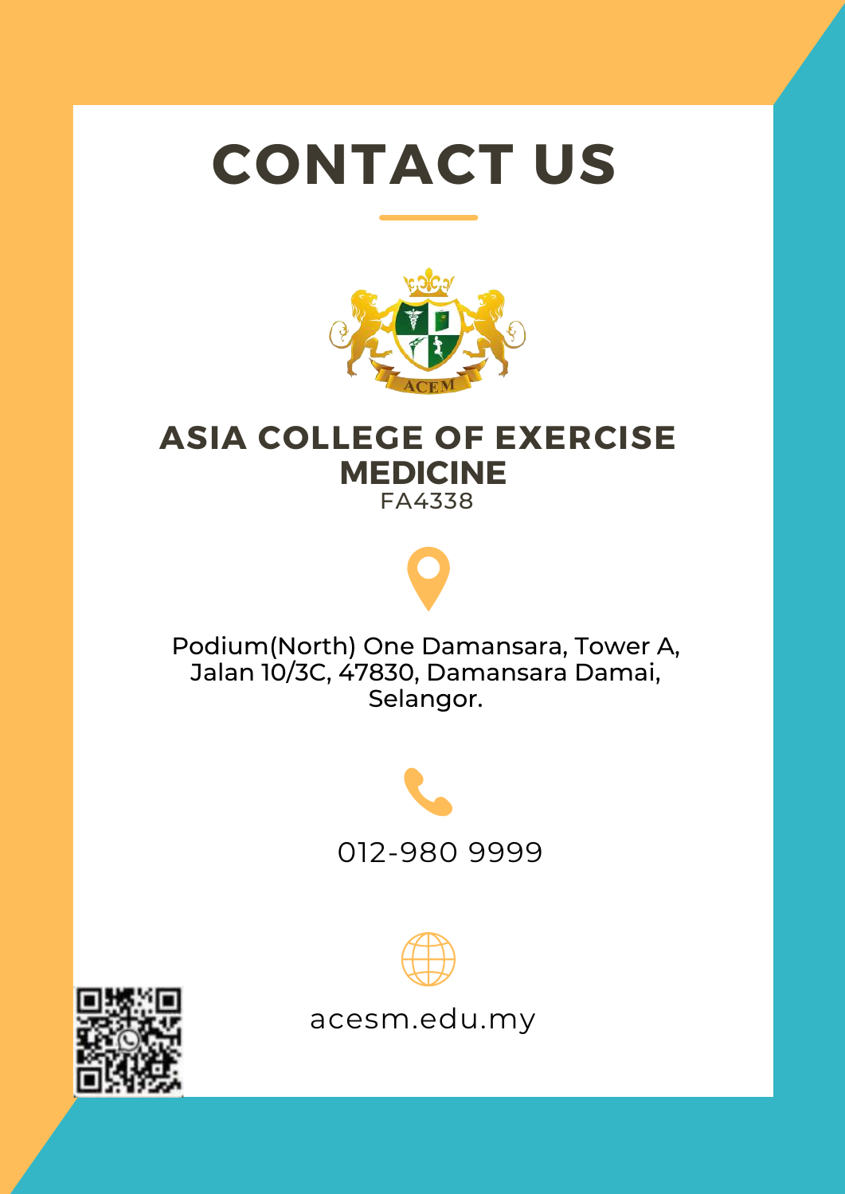# CONTACT US

## ASIA COLLEGE OF EXERCISE MEDICINE

FA4338

Podium(North) One Damansara, Tower A, Jalan 10/3C, 47830, Damansara Damai, Selangor.

012-980 9999

acesm.edu.my